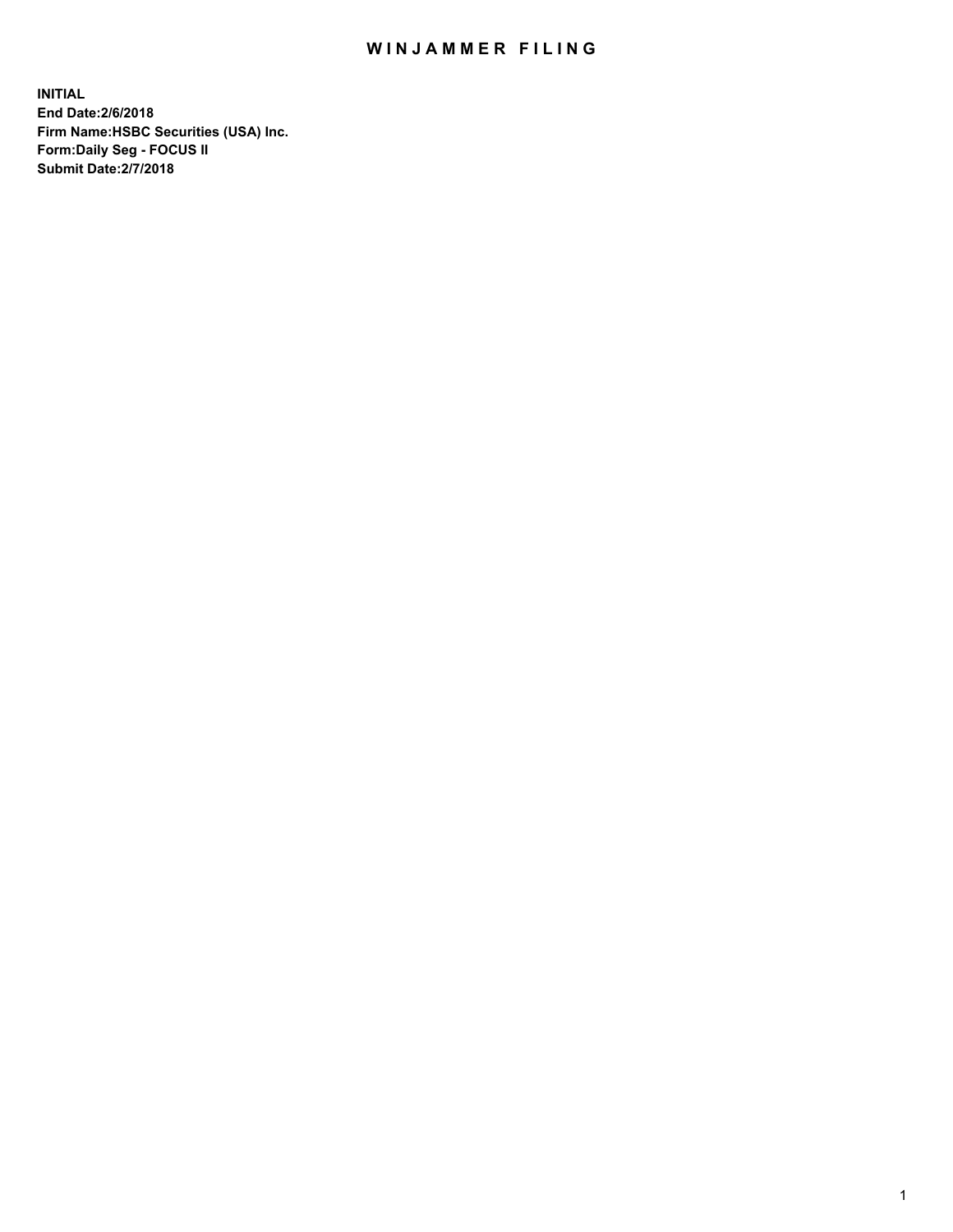# WINJAMMER FILING

**INITIAL**
**End Date:2/6/2018**
**Firm Name:HSBC Securities (USA) Inc.**
**Form:Daily Seg - FOCUS II**
**Submit Date:2/7/2018**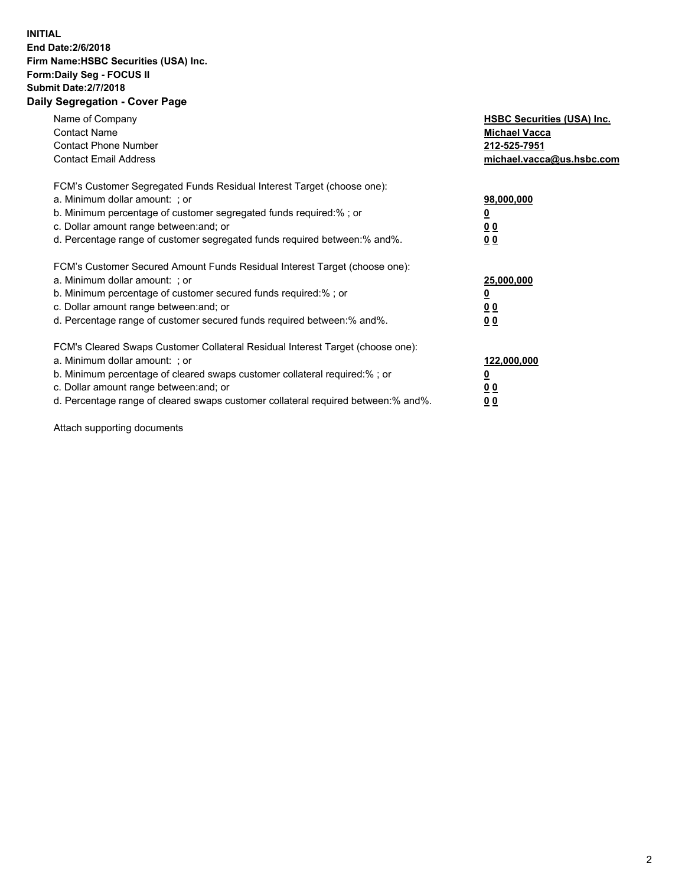**INITIAL**
**End Date:2/6/2018**
**Firm Name:HSBC Securities (USA) Inc.**
**Form:Daily Seg - FOCUS II**
**Submit Date:2/7/2018**

## Daily Segregation - Cover Page

| | |
|---|---|
| Name of Company | **HSBC Securities (USA) Inc.** |
| Contact Name | **Michael Vacca** |
| Contact Phone Number | **212-525-7951** |
| Contact Email Address | **michael.vacca@us.hsbc.com** |

| | |
|---|---|
| FCM's Customer Segregated Funds Residual Interest Target (choose one): | |
| a. Minimum dollar amount: ; or | **98,000,000** |
| b. Minimum percentage of customer segregated funds required:% ; or | **0** |
| c. Dollar amount range between:and; or | **0 0** |
| d. Percentage range of customer segregated funds required between:% and%. | **0 0** |

| | |
|---|---|
| FCM's Customer Secured Amount Funds Residual Interest Target (choose one): | |
| a. Minimum dollar amount: ; or | **25,000,000** |
| b. Minimum percentage of customer secured funds required:% ; or | **0** |
| c. Dollar amount range between:and; or | **0 0** |
| d. Percentage range of customer secured funds required between:% and%. | **0 0** |

| | |
|---|---|
| FCM's Cleared Swaps Customer Collateral Residual Interest Target (choose one): | |
| a. Minimum dollar amount: ; or | **122,000,000** |
| b. Minimum percentage of cleared swaps customer collateral required:% ; or | **0** |
| c. Dollar amount range between:and; or | **0 0** |
| d. Percentage range of cleared swaps customer collateral required between:% and%. | **0 0** |

Attach supporting documents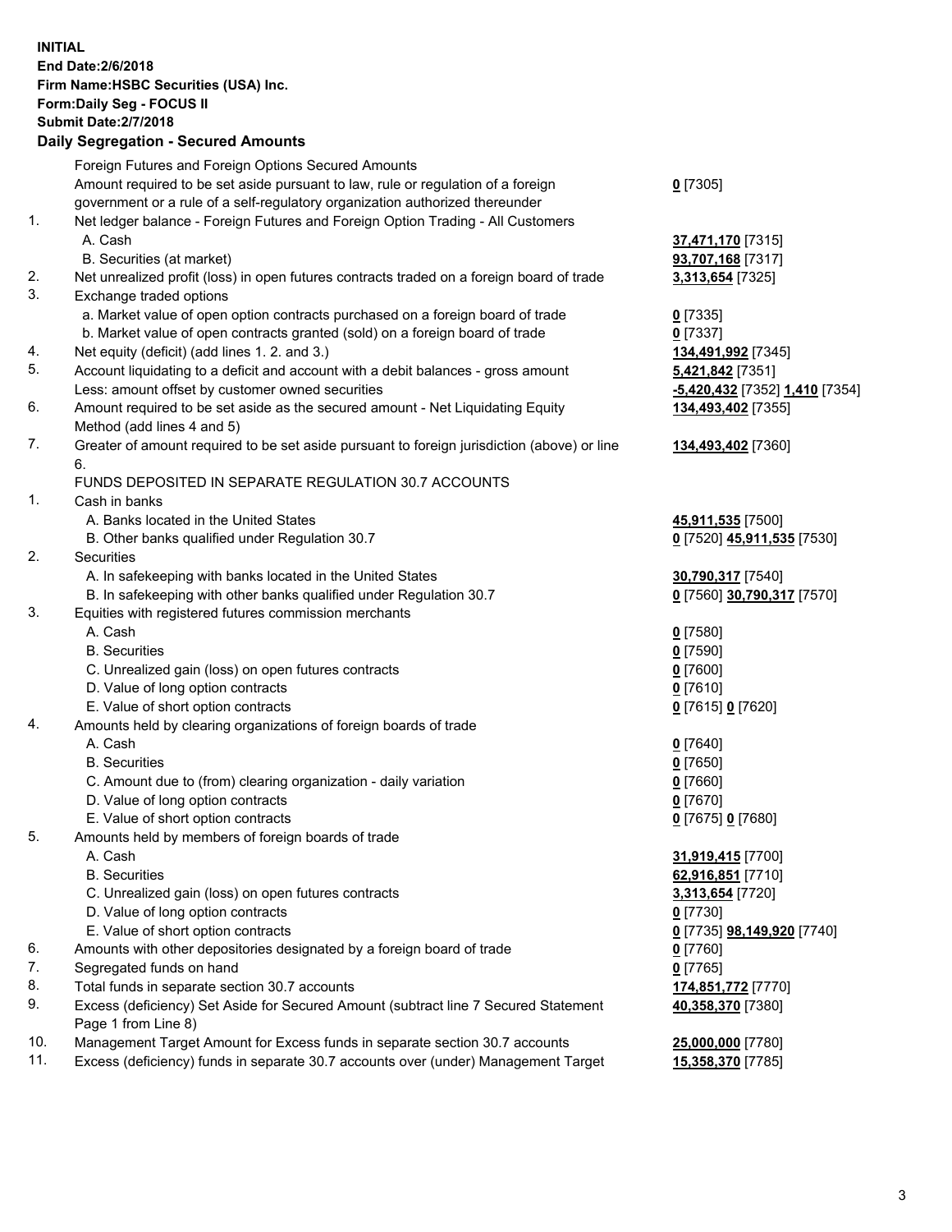**INITIAL**
**End Date:2/6/2018**
**Firm Name:HSBC Securities (USA) Inc.**
**Form:Daily Seg - FOCUS II**
**Submit Date:2/7/2018**
**Daily Segregation - Secured Amounts**

| | | |
|---|---|---|
| | Foreign Futures and Foreign Options Secured Amounts | |
| | Amount required to be set aside pursuant to law, rule or regulation of a foreign government or a rule of a self-regulatory organization authorized thereunder | **0** [7305] |
| 1. | Net ledger balance - Foreign Futures and Foreign Option Trading - All Customers | |
| | A. Cash | **37,471,170** [7315] |
| | B. Securities (at market) | **93,707,168** [7317] |
| 2. | Net unrealized profit (loss) in open futures contracts traded on a foreign board of trade | **3,313,654** [7325] |
| 3. | Exchange traded options | |
| | a. Market value of open option contracts purchased on a foreign board of trade | **0** [7335] |
| | b. Market value of open contracts granted (sold) on a foreign board of trade | **0** [7337] |
| 4. | Net equity (deficit) (add lines 1. 2. and 3.) | **134,491,992** [7345] |
| 5. | Account liquidating to a deficit and account with a debit balances - gross amount | **5,421,842** [7351] |
| | Less: amount offset by customer owned securities | **-5,420,432** [7352] **1,410** [7354] |
| 6. | Amount required to be set aside as the secured amount - Net Liquidating Equity Method (add lines 4 and 5) | **134,493,402** [7355] |
| 7. | Greater of amount required to be set aside pursuant to foreign jurisdiction (above) or line 6. | **134,493,402** [7360] |
| | FUNDS DEPOSITED IN SEPARATE REGULATION 30.7 ACCOUNTS | |
| 1. | Cash in banks | |
| | A. Banks located in the United States | **45,911,535** [7500] |
| | B. Other banks qualified under Regulation 30.7 | **0** [7520] **45,911,535** [7530] |
| 2. | Securities | |
| | A. In safekeeping with banks located in the United States | **30,790,317** [7540] |
| | B. In safekeeping with other banks qualified under Regulation 30.7 | **0** [7560] **30,790,317** [7570] |
| 3. | Equities with registered futures commission merchants | |
| | A. Cash | **0** [7580] |
| | B. Securities | **0** [7590] |
| | C. Unrealized gain (loss) on open futures contracts | **0** [7600] |
| | D. Value of long option contracts | **0** [7610] |
| | E. Value of short option contracts | **0** [7615] **0** [7620] |
| 4. | Amounts held by clearing organizations of foreign boards of trade | |
| | A. Cash | **0** [7640] |
| | B. Securities | **0** [7650] |
| | C. Amount due to (from) clearing organization - daily variation | **0** [7660] |
| | D. Value of long option contracts | **0** [7670] |
| | E. Value of short option contracts | **0** [7675] **0** [7680] |
| 5. | Amounts held by members of foreign boards of trade | |
| | A. Cash | **31,919,415** [7700] |
| | B. Securities | **62,916,851** [7710] |
| | C. Unrealized gain (loss) on open futures contracts | **3,313,654** [7720] |
| | D. Value of long option contracts | **0** [7730] |
| | E. Value of short option contracts | **0** [7735] **98,149,920** [7740] |
| 6. | Amounts with other depositories designated by a foreign board of trade | **0** [7760] |
| 7. | Segregated funds on hand | **0** [7765] |
| 8. | Total funds in separate section 30.7 accounts | **174,851,772** [7770] |
| 9. | Excess (deficiency) Set Aside for Secured Amount (subtract line 7 Secured Statement Page 1 from Line 8) | **40,358,370** [7380] |
| 10. | Management Target Amount for Excess funds in separate section 30.7 accounts | **25,000,000** [7780] |
| 11. | Excess (deficiency) funds in separate 30.7 accounts over (under) Management Target | **15,358,370** [7785] |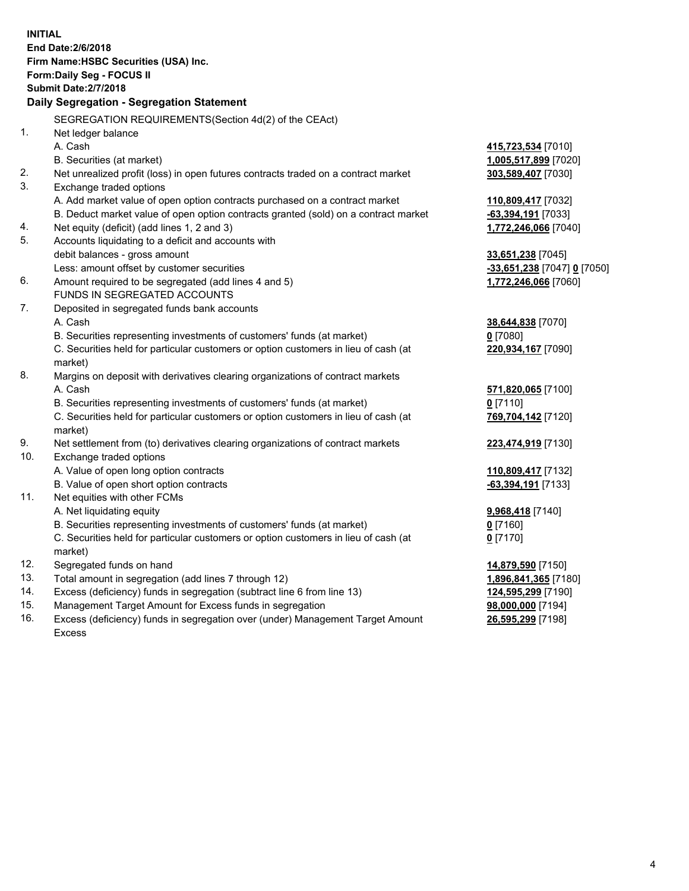**INITIAL**
**End Date:2/6/2018**
**Firm Name:HSBC Securities (USA) Inc.**
**Form:Daily Seg - FOCUS II**
**Submit Date:2/7/2018**

## Daily Segregation - Segregation Statement

| | | |
|---|---|---|
| | SEGREGATION REQUIREMENTS(Section 4d(2) of the CEAct) | |
| 1. | Net ledger balance | |
| | A. Cash | **415,723,534** [7010] |
| | B. Securities (at market) | **1,005,517,899** [7020] |
| 2. | Net unrealized profit (loss) in open futures contracts traded on a contract market | **303,589,407** [7030] |
| 3. | Exchange traded options | |
| | A. Add market value of open option contracts purchased on a contract market | **110,809,417** [7032] |
| | B. Deduct market value of open option contracts granted (sold) on a contract market | **-63,394,191** [7033] |
| 4. | Net equity (deficit) (add lines 1, 2 and 3) | **1,772,246,066** [7040] |
| 5. | Accounts liquidating to a deficit and accounts with | |
| | debit balances - gross amount | **33,651,238** [7045] |
| | Less: amount offset by customer securities | **-33,651,238** [7047] **0** [7050] |
| 6. | Amount required to be segregated (add lines 4 and 5) | **1,772,246,066** [7060] |
| | FUNDS IN SEGREGATED ACCOUNTS | |
| 7. | Deposited in segregated funds bank accounts | |
| | A. Cash | **38,644,838** [7070] |
| | B. Securities representing investments of customers' funds (at market) | **0** [7080] |
| | C. Securities held for particular customers or option customers in lieu of cash (at market) | **220,934,167** [7090] |
| 8. | Margins on deposit with derivatives clearing organizations of contract markets | |
| | A. Cash | **571,820,065** [7100] |
| | B. Securities representing investments of customers' funds (at market) | **0** [7110] |
| | C. Securities held for particular customers or option customers in lieu of cash (at market) | **769,704,142** [7120] |
| 9. | Net settlement from (to) derivatives clearing organizations of contract markets | **223,474,919** [7130] |
| 10. | Exchange traded options | |
| | A. Value of open long option contracts | **110,809,417** [7132] |
| | B. Value of open short option contracts | **-63,394,191** [7133] |
| 11. | Net equities with other FCMs | |
| | A. Net liquidating equity | **9,968,418** [7140] |
| | B. Securities representing investments of customers' funds (at market) | **0** [7160] |
| | C. Securities held for particular customers or option customers in lieu of cash (at market) | **0** [7170] |
| 12. | Segregated funds on hand | **14,879,590** [7150] |
| 13. | Total amount in segregation (add lines 7 through 12) | **1,896,841,365** [7180] |
| 14. | Excess (deficiency) funds in segregation (subtract line 6 from line 13) | **124,595,299** [7190] |
| 15. | Management Target Amount for Excess funds in segregation | **98,000,000** [7194] |
| 16. | Excess (deficiency) funds in segregation over (under) Management Target Amount Excess | **26,595,299** [7198] |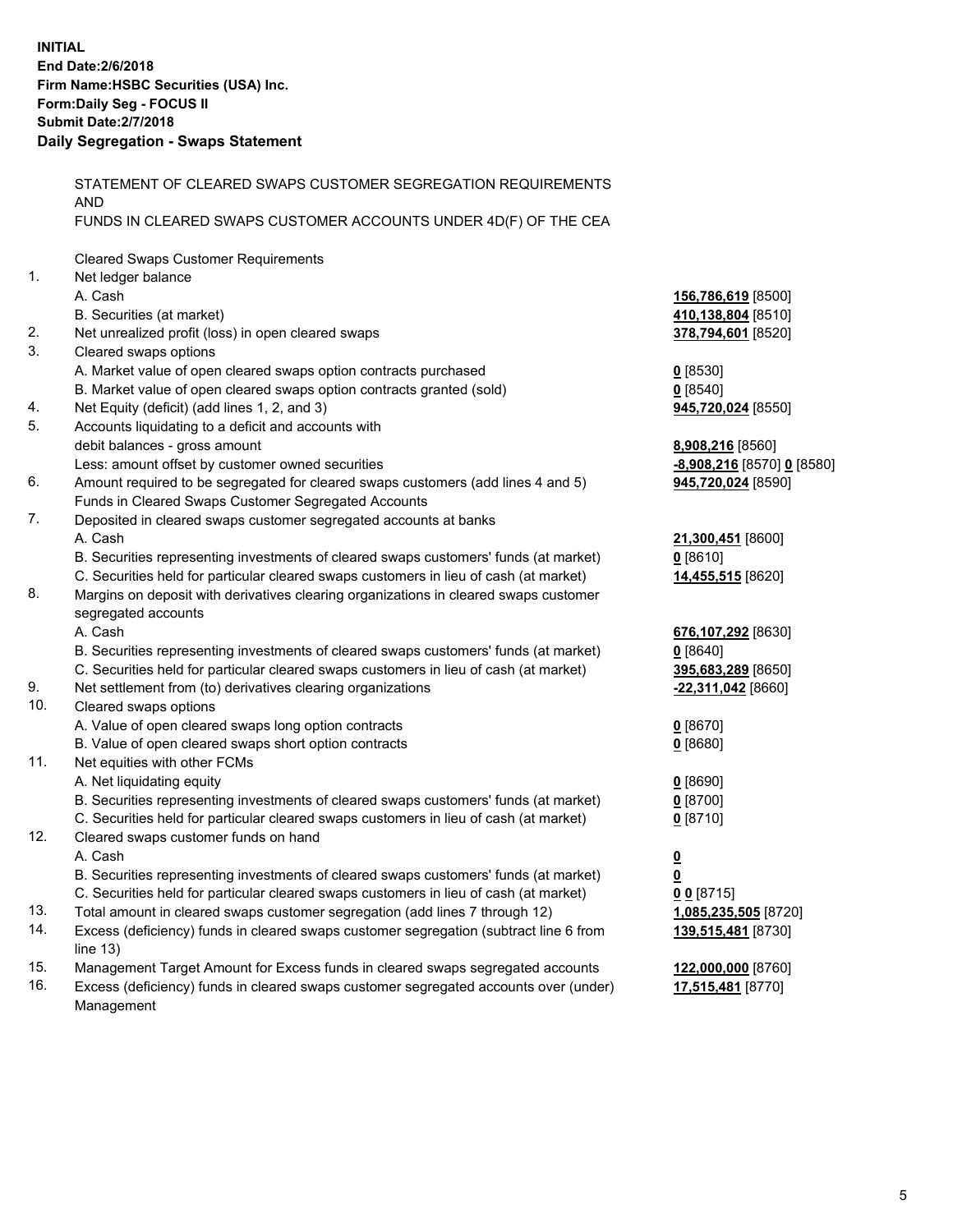**INITIAL**
**End Date:2/6/2018**
**Firm Name:HSBC Securities (USA) Inc.**
**Form:Daily Seg - FOCUS II**
**Submit Date:2/7/2018**
**Daily Segregation - Swaps Statement**

STATEMENT OF CLEARED SWAPS CUSTOMER SEGREGATION REQUIREMENTS AND
FUNDS IN CLEARED SWAPS CUSTOMER ACCOUNTS UNDER 4D(F) OF THE CEA

| | | |
|---|---|---|
| | Cleared Swaps Customer Requirements | |
| 1. | Net ledger balance | |
| | A. Cash | **156,786,619** [8500] |
| | B. Securities (at market) | **410,138,804** [8510] |
| 2. | Net unrealized profit (loss) in open cleared swaps | **378,794,601** [8520] |
| 3. | Cleared swaps options | |
| | A. Market value of open cleared swaps option contracts purchased | **0** [8530] |
| | B. Market value of open cleared swaps option contracts granted (sold) | **0** [8540] |
| 4. | Net Equity (deficit) (add lines 1, 2, and 3) | **945,720,024** [8550] |
| 5. | Accounts liquidating to a deficit and accounts with | |
| | debit balances - gross amount | **8,908,216** [8560] |
| | Less: amount offset by customer owned securities | **-8,908,216** [8570] **0** [8580] |
| 6. | Amount required to be segregated for cleared swaps customers (add lines 4 and 5) | **945,720,024** [8590] |
| | Funds in Cleared Swaps Customer Segregated Accounts | |
| 7. | Deposited in cleared swaps customer segregated accounts at banks | |
| | A. Cash | **21,300,451** [8600] |
| | B. Securities representing investments of cleared swaps customers' funds (at market) | **0** [8610] |
| | C. Securities held for particular cleared swaps customers in lieu of cash (at market) | **14,455,515** [8620] |
| 8. | Margins on deposit with derivatives clearing organizations in cleared swaps customer segregated accounts | |
| | A. Cash | **676,107,292** [8630] |
| | B. Securities representing investments of cleared swaps customers' funds (at market) | **0** [8640] |
| | C. Securities held for particular cleared swaps customers in lieu of cash (at market) | **395,683,289** [8650] |
| 9. | Net settlement from (to) derivatives clearing organizations | **-22,311,042** [8660] |
| 10. | Cleared swaps options | |
| | A. Value of open cleared swaps long option contracts | **0** [8670] |
| | B. Value of open cleared swaps short option contracts | **0** [8680] |
| 11. | Net equities with other FCMs | |
| | A. Net liquidating equity | **0** [8690] |
| | B. Securities representing investments of cleared swaps customers' funds (at market) | **0** [8700] |
| | C. Securities held for particular cleared swaps customers in lieu of cash (at market) | **0** [8710] |
| 12. | Cleared swaps customer funds on hand | |
| | A. Cash | **0** |
| | B. Securities representing investments of cleared swaps customers' funds (at market) | **0** |
| | C. Securities held for particular cleared swaps customers in lieu of cash (at market) | **0** **0** [8715] |
| 13. | Total amount in cleared swaps customer segregation (add lines 7 through 12) | **1,085,235,505** [8720] |
| 14. | Excess (deficiency) funds in cleared swaps customer segregation (subtract line 6 from line 13) | **139,515,481** [8730] |
| 15. | Management Target Amount for Excess funds in cleared swaps segregated accounts | **122,000,000** [8760] |
| 16. | Excess (deficiency) funds in cleared swaps customer segregated accounts over (under) Management | **17,515,481** [8770] |